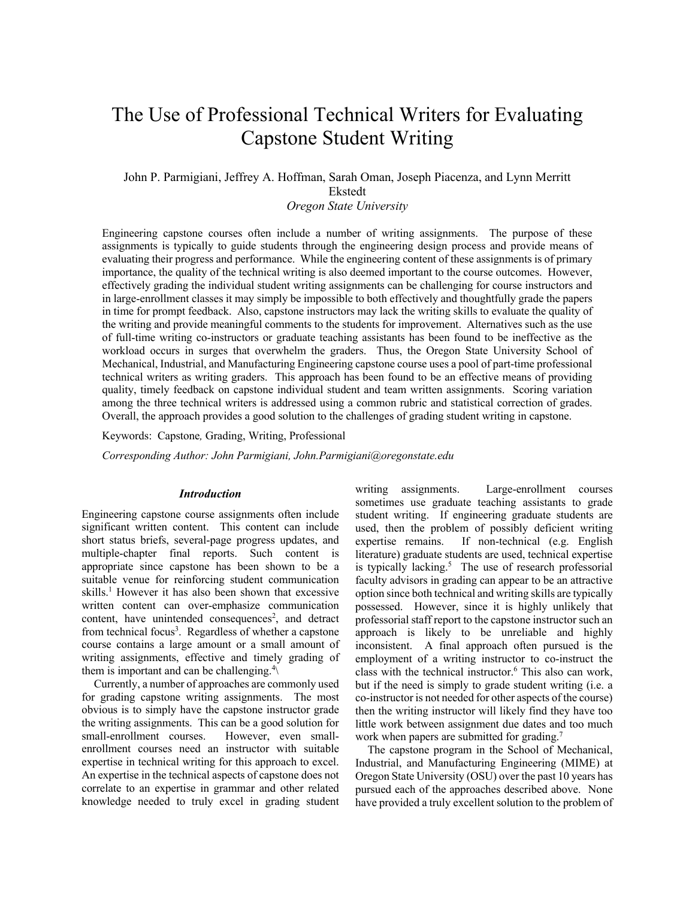# The Use of Professional Technical Writers for Evaluating Capstone Student Writing

John P. Parmigiani, Jeffrey A. Hoffman, Sarah Oman, Joseph Piacenza, and Lynn Merritt Ekstedt

*Oregon State University*

Engineering capstone courses often include a number of writing assignments. The purpose of these assignments is typically to guide students through the engineering design process and provide means of evaluating their progress and performance. While the engineering content of these assignments is of primary importance, the quality of the technical writing is also deemed important to the course outcomes. However, effectively grading the individual student writing assignments can be challenging for course instructors and in large-enrollment classes it may simply be impossible to both effectively and thoughtfully grade the papers in time for prompt feedback. Also, capstone instructors may lack the writing skills to evaluate the quality of the writing and provide meaningful comments to the students for improvement. Alternatives such as the use of full-time writing co-instructors or graduate teaching assistants has been found to be ineffective as the workload occurs in surges that overwhelm the graders. Thus, the Oregon State University School of Mechanical, Industrial, and Manufacturing Engineering capstone course uses a pool of part-time professional technical writers as writing graders. This approach has been found to be an effective means of providing quality, timely feedback on capstone individual student and team written assignments. Scoring variation among the three technical writers is addressed using a common rubric and statistical correction of grades. Overall, the approach provides a good solution to the challenges of grading student writing in capstone.

Keywords: Capstone*,* Grading, Writing, Professional

*Corresponding Author: John Parmigiani, John.Parmigiani@oregonstate.edu*

## *Introduction*

Engineering capstone course assignments often include significant written content. This content can include short status briefs, several-page progress updates, and multiple-chapter final reports. Such content is appropriate since capstone has been shown to be a suitable venue for reinforcing student communication skills.[1] However it has also been shown that excessive written content can over-emphasize communication content, have unintended consequences[2], and detract from technical focus[3]. Regardless of whether a capstone course contains a large amount or a small amount of writing assignments, effective and timely grading of them is important and can be challenging.[4]\

Currently, a number of approaches are commonly used for grading capstone writing assignments. The most obvious is to simply have the capstone instructor grade the writing assignments. This can be a good solution for small-enrollment courses. However, even small-enrollment courses need an instructor with suitable expertise in technical writing for this approach to excel. An expertise in the technical aspects of capstone does not correlate to an expertise in grammar and other related knowledge needed to truly excel in grading student writing assignments. Large-enrollment courses sometimes use graduate teaching assistants to grade student writing. If engineering graduate students are used, then the problem of possibly deficient writing expertise remains. If non-technical (e.g. English literature) graduate students are used, technical expertise is typically lacking.[5] The use of research professorial faculty advisors in grading can appear to be an attractive option since both technical and writing skills are typically possessed. However, since it is highly unlikely that professorial staff report to the capstone instructor such an approach is likely to be unreliable and highly inconsistent. A final approach often pursued is the employment of a writing instructor to co-instruct the class with the technical instructor.[6] This also can work, but if the need is simply to grade student writing (i.e. a co-instructor is not needed for other aspects of the course) then the writing instructor will likely find they have too little work between assignment due dates and too much work when papers are submitted for grading.[7]

The capstone program in the School of Mechanical, Industrial, and Manufacturing Engineering (MIME) at Oregon State University (OSU) over the past 10 years has pursued each of the approaches described above. None have provided a truly excellent solution to the problem of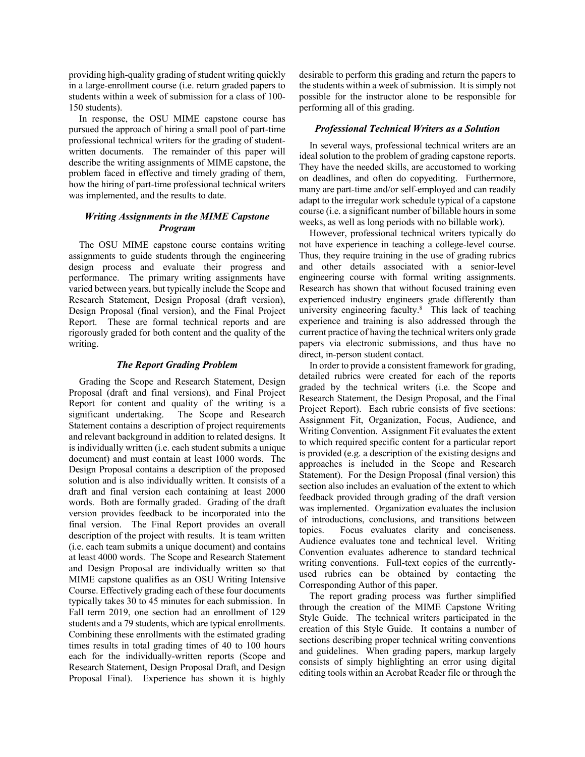providing high-quality grading of student writing quickly in a large-enrollment course (i.e. return graded papers to students within a week of submission for a class of 100-150 students).

In response, the OSU MIME capstone course has pursued the approach of hiring a small pool of part-time professional technical writers for the grading of student-written documents. The remainder of this paper will describe the writing assignments of MIME capstone, the problem faced in effective and timely grading of them, how the hiring of part-time professional technical writers was implemented, and the results to date.

### *Writing Assignments in the MIME Capstone Program*

The OSU MIME capstone course contains writing assignments to guide students through the engineering design process and evaluate their progress and performance. The primary writing assignments have varied between years, but typically include the Scope and Research Statement, Design Proposal (draft version), Design Proposal (final version), and the Final Project Report. These are formal technical reports and are rigorously graded for both content and the quality of the writing.

### *The Report Grading Problem*

Grading the Scope and Research Statement, Design Proposal (draft and final versions), and Final Project Report for content and quality of the writing is a significant undertaking. The Scope and Research Statement contains a description of project requirements and relevant background in addition to related designs. It is individually written (i.e. each student submits a unique document) and must contain at least 1000 words. The Design Proposal contains a description of the proposed solution and is also individually written. It consists of a draft and final version each containing at least 2000 words. Both are formally graded. Grading of the draft version provides feedback to be incorporated into the final version. The Final Report provides an overall description of the project with results. It is team written (i.e. each team submits a unique document) and contains at least 4000 words. The Scope and Research Statement and Design Proposal are individually written so that MIME capstone qualifies as an OSU Writing Intensive Course. Effectively grading each of these four documents typically takes 30 to 45 minutes for each submission. In Fall term 2019, one section had an enrollment of 129 students and a 79 students, which are typical enrollments. Combining these enrollments with the estimated grading times results in total grading times of 40 to 100 hours each for the individually-written reports (Scope and Research Statement, Design Proposal Draft, and Design Proposal Final). Experience has shown it is highly desirable to perform this grading and return the papers to the students within a week of submission. It is simply not possible for the instructor alone to be responsible for performing all of this grading.

### *Professional Technical Writers as a Solution*

In several ways, professional technical writers are an ideal solution to the problem of grading capstone reports. They have the needed skills, are accustomed to working on deadlines, and often do copyediting. Furthermore, many are part-time and/or self-employed and can readily adapt to the irregular work schedule typical of a capstone course (i.e. a significant number of billable hours in some weeks, as well as long periods with no billable work).

However, professional technical writers typically do not have experience in teaching a college-level course. Thus, they require training in the use of grading rubrics and other details associated with a senior-level engineering course with formal writing assignments. Research has shown that without focused training even experienced industry engineers grade differently than university engineering faculty.[8] This lack of teaching experience and training is also addressed through the current practice of having the technical writers only grade papers via electronic submissions, and thus have no direct, in-person student contact.

In order to provide a consistent framework for grading, detailed rubrics were created for each of the reports graded by the technical writers (i.e. the Scope and Research Statement, the Design Proposal, and the Final Project Report). Each rubric consists of five sections: Assignment Fit, Organization, Focus, Audience, and Writing Convention. Assignment Fit evaluates the extent to which required specific content for a particular report is provided (e.g. a description of the existing designs and approaches is included in the Scope and Research Statement). For the Design Proposal (final version) this section also includes an evaluation of the extent to which feedback provided through grading of the draft version was implemented. Organization evaluates the inclusion of introductions, conclusions, and transitions between topics. Focus evaluates clarity and conciseness. Audience evaluates tone and technical level. Writing Convention evaluates adherence to standard technical writing conventions. Full-text copies of the currently-used rubrics can be obtained by contacting the Corresponding Author of this paper.

The report grading process was further simplified through the creation of the MIME Capstone Writing Style Guide. The technical writers participated in the creation of this Style Guide. It contains a number of sections describing proper technical writing conventions and guidelines. When grading papers, markup largely consists of simply highlighting an error using digital editing tools within an Acrobat Reader file or through the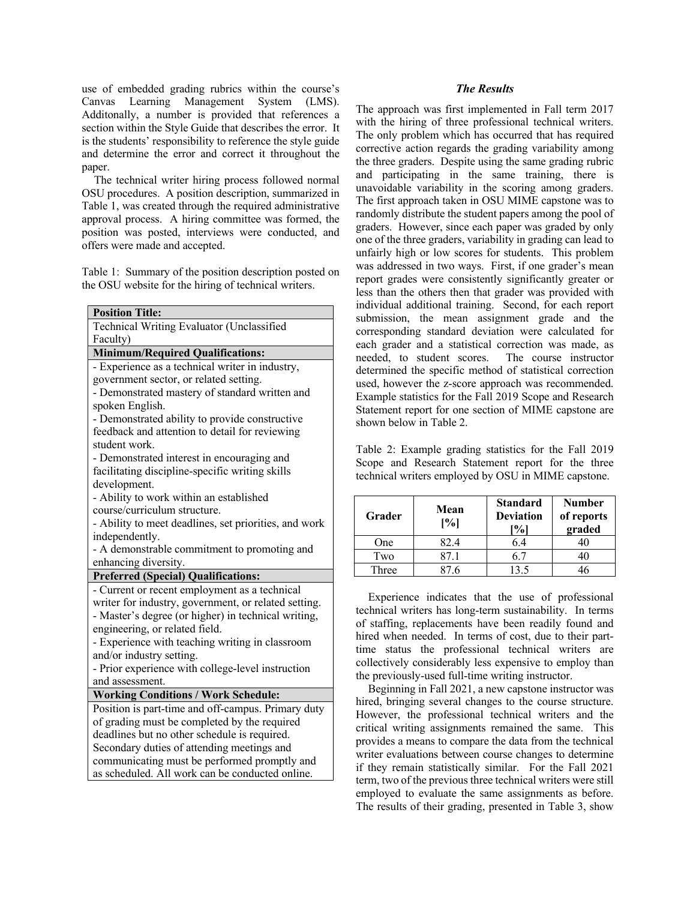use of embedded grading rubrics within the course's Canvas Learning Management System (LMS). Additonally, a number is provided that references a section within the Style Guide that describes the error. It is the students' responsibility to reference the style guide and determine the error and correct it throughout the paper.

The technical writer hiring process followed normal OSU procedures. A position description, summarized in Table 1, was created through the required administrative approval process. A hiring committee was formed, the position was posted, interviews were conducted, and offers were made and accepted.

Table 1: Summary of the position description posted on the OSU website for the hiring of technical writers.

| **Position Title:** |
|---|
| Technical Writing Evaluator (Unclassified Faculty) |
| **Minimum/Required Qualifications:** |
| - Experience as a technical writer in industry, government sector, or related setting.<br>- Demonstrated mastery of standard written and spoken English.<br>- Demonstrated ability to provide constructive feedback and attention to detail for reviewing student work.<br>- Demonstrated interest in encouraging and facilitating discipline-specific writing skills development.<br>- Ability to work within an established course/curriculum structure.<br>- Ability to meet deadlines, set priorities, and work independently.<br>- A demonstrable commitment to promoting and enhancing diversity. |
| **Preferred (Special) Qualifications:** |
| - Current or recent employment as a technical writer for industry, government, or related setting.<br>- Master's degree (or higher) in technical writing, engineering, or related field.<br>- Experience with teaching writing in classroom and/or industry setting.<br>- Prior experience with college-level instruction and assessment. |
| **Working Conditions / Work Schedule:** |
| Position is part-time and off-campus. Primary duty of grading must be completed by the required deadlines but no other schedule is required. Secondary duties of attending meetings and communicating must be performed promptly and as scheduled. All work can be conducted online. |

### *The Results*

The approach was first implemented in Fall term 2017 with the hiring of three professional technical writers. The only problem which has occurred that has required corrective action regards the grading variability among the three graders. Despite using the same grading rubric and participating in the same training, there is unavoidable variability in the scoring among graders. The first approach taken in OSU MIME capstone was to randomly distribute the student papers among the pool of graders. However, since each paper was graded by only one of the three graders, variability in grading can lead to unfairly high or low scores for students. This problem was addressed in two ways. First, if one grader's mean report grades were consistently significantly greater or less than the others then that grader was provided with individual additional training. Second, for each report submission, the mean assignment grade and the corresponding standard deviation were calculated for each grader and a statistical correction was made, as needed, to student scores. The course instructor determined the specific method of statistical correction used, however the z-score approach was recommended. Example statistics for the Fall 2019 Scope and Research Statement report for one section of MIME capstone are shown below in Table 2.

Table 2: Example grading statistics for the Fall 2019 Scope and Research Statement report for the three technical writers employed by OSU in MIME capstone.

| Grader | Mean [%] | Standard Deviation [%] | Number of reports graded |
|---|---|---|---|
| One | 82.4 | 6.4 | 40 |
| Two | 87.1 | 6.7 | 40 |
| Three | 87.6 | 13.5 | 46 |

Experience indicates that the use of professional technical writers has long-term sustainability. In terms of staffing, replacements have been readily found and hired when needed. In terms of cost, due to their part-time status the professional technical writers are collectively considerably less expensive to employ than the previously-used full-time writing instructor.

Beginning in Fall 2021, a new capstone instructor was hired, bringing several changes to the course structure. However, the professional technical writers and the critical writing assignments remained the same. This provides a means to compare the data from the technical writer evaluations between course changes to determine if they remain statistically similar. For the Fall 2021 term, two of the previous three technical writers were still employed to evaluate the same assignments as before. The results of their grading, presented in Table 3, show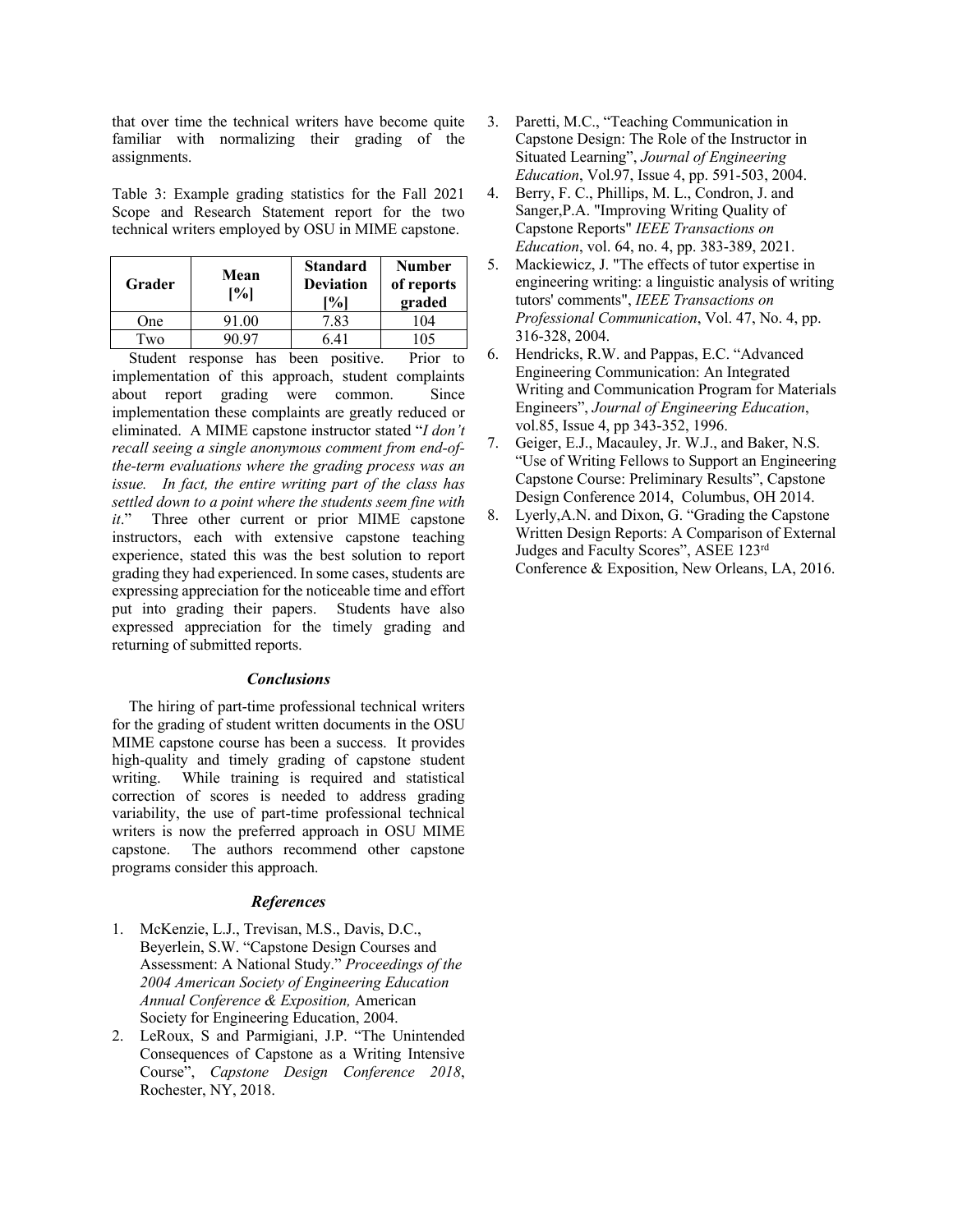that over time the technical writers have become quite familiar with normalizing their grading of the assignments.

Table 3: Example grading statistics for the Fall 2021 Scope and Research Statement report for the two technical writers employed by OSU in MIME capstone.

| Grader | Mean [%] | Standard Deviation [%] | Number of reports graded |
|---|---|---|---|
| One | 91.00 | 7.83 | 104 |
| Two | 90.97 | 6.41 | 105 |

Student response has been positive. Prior to implementation of this approach, student complaints about report grading were common. Since implementation these complaints are greatly reduced or eliminated. A MIME capstone instructor stated "*I don't recall seeing a single anonymous comment from end-of-the-term evaluations where the grading process was an issue. In fact, the entire writing part of the class has settled down to a point where the students seem fine with it*." Three other current or prior MIME capstone instructors, each with extensive capstone teaching experience, stated this was the best solution to report grading they had experienced. In some cases, students are expressing appreciation for the noticeable time and effort put into grading their papers. Students have also expressed appreciation for the timely grading and returning of submitted reports.

### *Conclusions*

The hiring of part-time professional technical writers for the grading of student written documents in the OSU MIME capstone course has been a success. It provides high-quality and timely grading of capstone student writing. While training is required and statistical correction of scores is needed to address grading variability, the use of part-time professional technical writers is now the preferred approach in OSU MIME capstone. The authors recommend other capstone programs consider this approach.

### *References*

1. McKenzie, L.J., Trevisan, M.S., Davis, D.C., Beyerlein, S.W. "Capstone Design Courses and Assessment: A National Study." *Proceedings of the 2004 American Society of Engineering Education Annual Conference & Exposition,* American Society for Engineering Education, 2004.
2. LeRoux, S and Parmigiani, J.P. "The Unintended Consequences of Capstone as a Writing Intensive Course", *Capstone Design Conference 2018*, Rochester, NY, 2018.
3. Paretti, M.C., "Teaching Communication in Capstone Design: The Role of the Instructor in Situated Learning", *Journal of Engineering Education*, Vol.97, Issue 4, pp. 591-503, 2004.
4. Berry, F. C., Phillips, M. L., Condron, J. and Sanger,P.A. "Improving Writing Quality of Capstone Reports" *IEEE Transactions on Education*, vol. 64, no. 4, pp. 383-389, 2021.
5. Mackiewicz, J. "The effects of tutor expertise in engineering writing: a linguistic analysis of writing tutors' comments", *IEEE Transactions on Professional Communication*, Vol. 47, No. 4, pp. 316-328, 2004.
6. Hendricks, R.W. and Pappas, E.C. "Advanced Engineering Communication: An Integrated Writing and Communication Program for Materials Engineers", *Journal of Engineering Education*, vol.85, Issue 4, pp 343-352, 1996.
7. Geiger, E.J., Macauley, Jr. W.J., and Baker, N.S. "Use of Writing Fellows to Support an Engineering Capstone Course: Preliminary Results", Capstone Design Conference 2014, Columbus, OH 2014.
8. Lyerly,A.N. and Dixon, G. "Grading the Capstone Written Design Reports: A Comparison of External Judges and Faculty Scores", ASEE 123rd Conference & Exposition, New Orleans, LA, 2016.